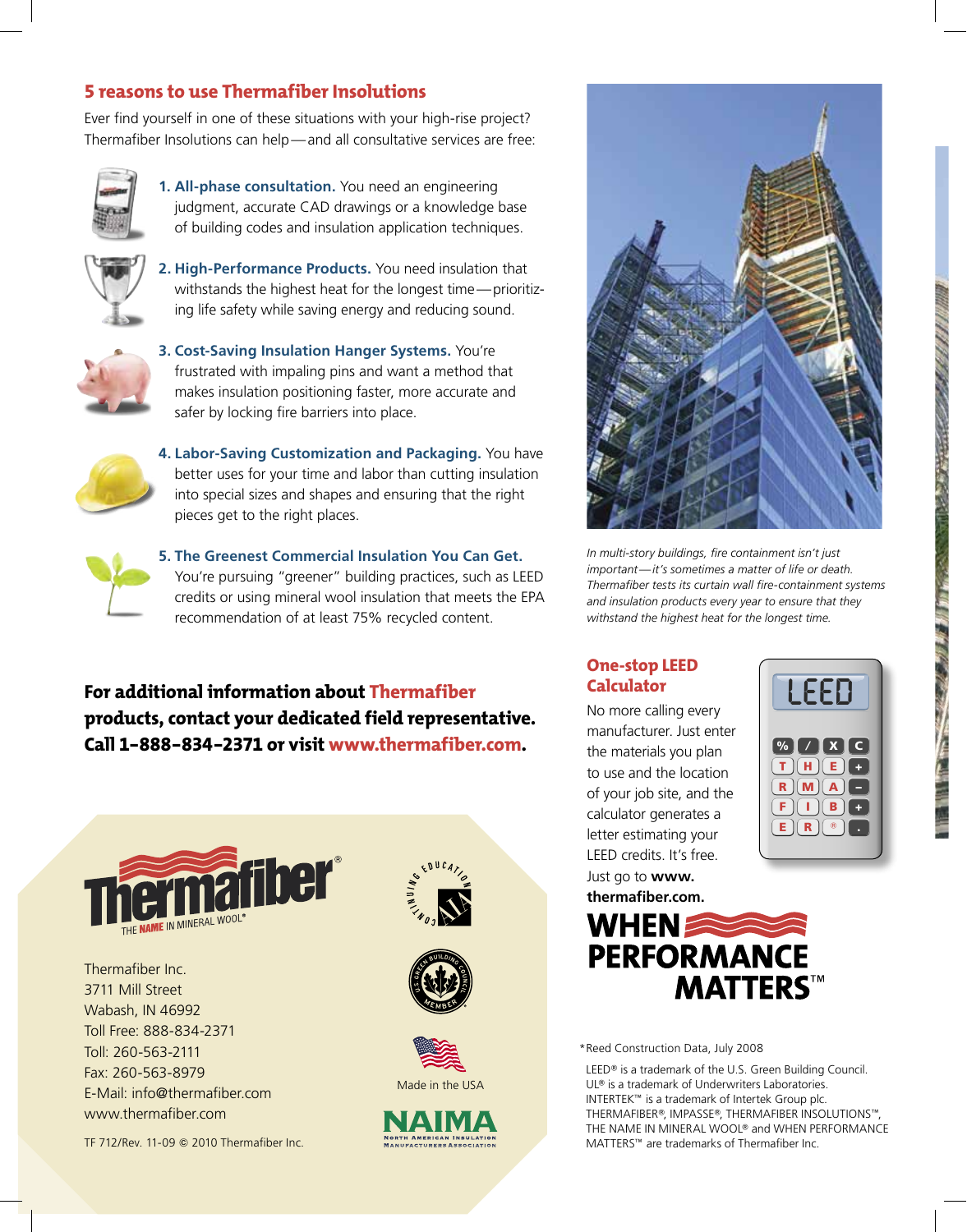## 5 reasons to use Thermafiber Insolutions

Ever find yourself in one of these situations with your high-rise project? Thermafiber Insolutions can help—and all consultative services are free:

1. **All-phase consultation.** You need an engineering judgment, accurate CAD drawings or a knowledge base of building codes and insulation application techniques.

2. **High-Performance Products.** You need insulation that withstands the highest heat for the longest time—prioritizing life safety while saving energy and reducing sound.

3. **Cost-Saving Insulation Hanger Systems.** You're frustrated with impaling pins and want a method that makes insulation positioning faster, more accurate and safer by locking fire barriers into place.

4. **Labor-Saving Customization and Packaging.** You have better uses for your time and labor than cutting insulation into special sizes and shapes and ensuring that the right pieces get to the right places.

5. **The Greenest Commercial Insulation You Can Get.** You're pursuing "greener" building practices, such as LEED credits or using mineral wool insulation that meets the EPA recommendation of at least 75% recycled content.

*In multi-story buildings, fire containment isn't just important—it's sometimes a matter of life or death. Thermafiber tests its curtain wall fire-containment systems and insulation products every year to ensure that they withstand the highest heat for the longest time.*

**For additional information about Thermafiber products, contact your dedicated field representative. Call 1-888-834-2371 or visit www.thermafiber.com.**

## One-stop LEED Calculator

No more calling every manufacturer. Just enter the materials you plan to use and the location of your job site, and the calculator generates a letter estimating your LEED credits. It's free. Just go to **www.thermafiber.com.**

**WHEN PERFORMANCE MATTERS™**

Thermafiber®
THE NAME IN MINERAL WOOL®

Thermafiber Inc.
3711 Mill Street
Wabash, IN 46992
Toll Free: 888-834-2371
Toll: 260-563-2111
Fax: 260-563-8979
E-Mail: info@thermafiber.com
www.thermafiber.com

TF 712/Rev. 11-09 © 2010 Thermafiber Inc.

CONTINUING EDUCATION AIA

U.S. GREEN BUILDING COUNCIL MEMBER

Made in the USA

NAIMA
NORTH AMERICAN INSULATION MANUFACTURERS ASSOCIATION

*Reed Construction Data, July 2008

LEED® is a trademark of the U.S. Green Building Council.
UL® is a trademark of Underwriters Laboratories.
INTERTEK™ is a trademark of Intertek Group plc.
THERMAFIBER®, IMPASSE®, THERMAFIBER INSOLUTIONS™, THE NAME IN MINERAL WOOL® and WHEN PERFORMANCE MATTERS™ are trademarks of Thermafiber Inc.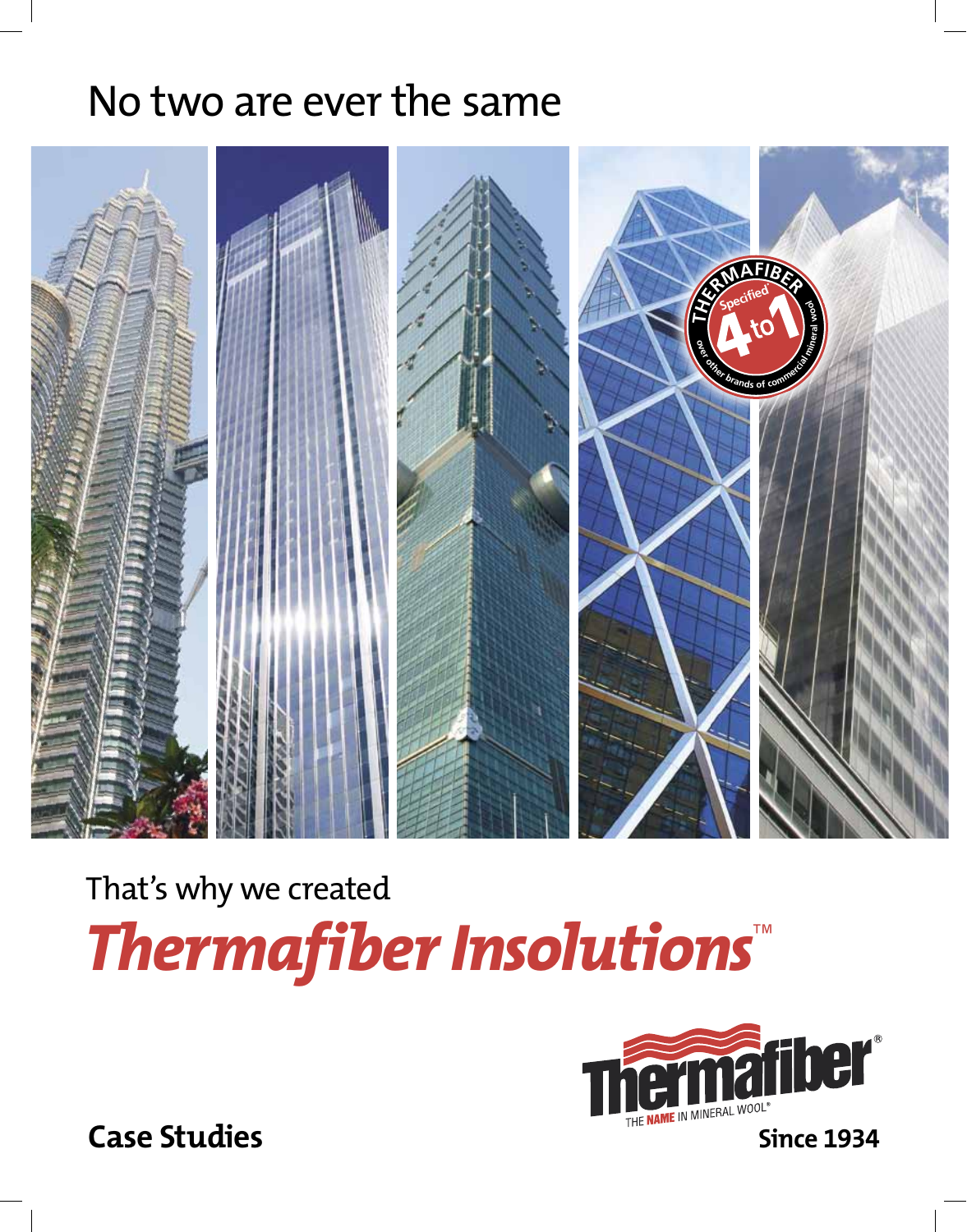# No two are ever the same

That's why we created

***Thermafiber Insolutions™***

Thermafiber® THE NAME IN MINERAL WOOL®

**Case Studies**

**Since 1934**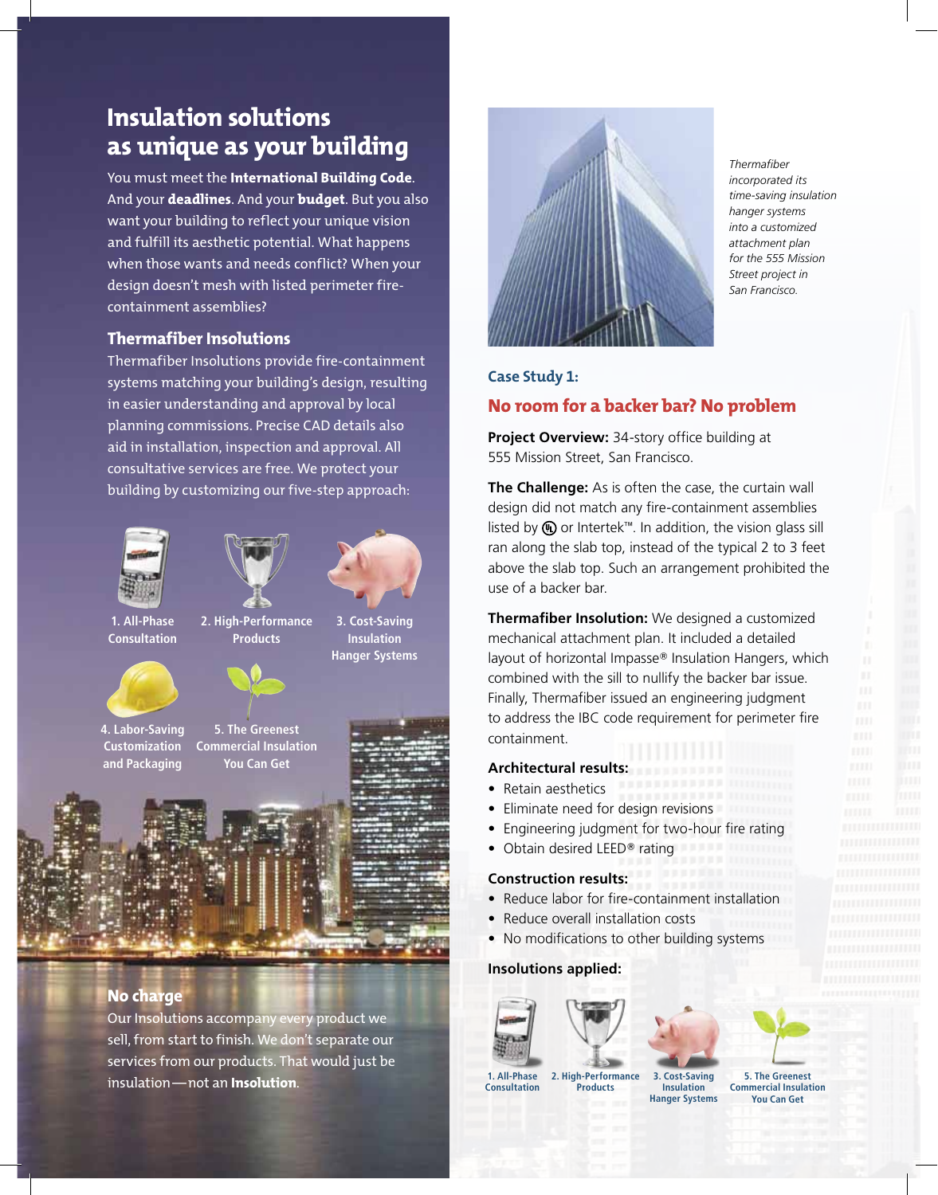# Insulation solutions as unique as your building

You must meet the **International Building Code**. And your **deadlines**. And your **budget**. But you also want your building to reflect your unique vision and fulfill its aesthetic potential. What happens when those wants and needs conflict? When your design doesn't mesh with listed perimeter fire-containment assemblies?

## Thermafiber Insolutions

Thermafiber Insolutions provide fire-containment systems matching your building's design, resulting in easier understanding and approval by local planning commissions. Precise CAD details also aid in installation, inspection and approval. All consultative services are free. We protect your building by customizing our five-step approach:

1. All-Phase Consultation
2. High-Performance Products
3. Cost-Saving Insulation Hanger Systems
4. Labor-Saving Customization and Packaging
5. The Greenest Commercial Insulation You Can Get

## No charge

Our Insolutions accompany every product we sell, from start to finish. We don't separate our services from our products. That would just be insulation—not an **Insolution**.

*Thermafiber incorporated its time-saving insulation hanger systems into a customized attachment plan for the 555 Mission Street project in San Francisco.*

### Case Study 1:

## No room for a backer bar? No problem

**Project Overview:** 34-story office building at 555 Mission Street, San Francisco.

**The Challenge:** As is often the case, the curtain wall design did not match any fire-containment assemblies listed by UL or Intertek™. In addition, the vision glass sill ran along the slab top, instead of the typical 2 to 3 feet above the slab top. Such an arrangement prohibited the use of a backer bar.

**Thermafiber Insolution:** We designed a customized mechanical attachment plan. It included a detailed layout of horizontal Impasse® Insulation Hangers, which combined with the sill to nullify the backer bar issue. Finally, Thermafiber issued an engineering judgment to address the IBC code requirement for perimeter fire containment.

**Architectural results:**

- Retain aesthetics
- Eliminate need for design revisions
- Engineering judgment for two-hour fire rating
- Obtain desired LEED® rating

**Construction results:**

- Reduce labor for fire-containment installation
- Reduce overall installation costs
- No modifications to other building systems

**Insolutions applied:**

1. All-Phase Consultation
2. High-Performance Products
3. Cost-Saving Insulation Hanger Systems
5. The Greenest Commercial Insulation You Can Get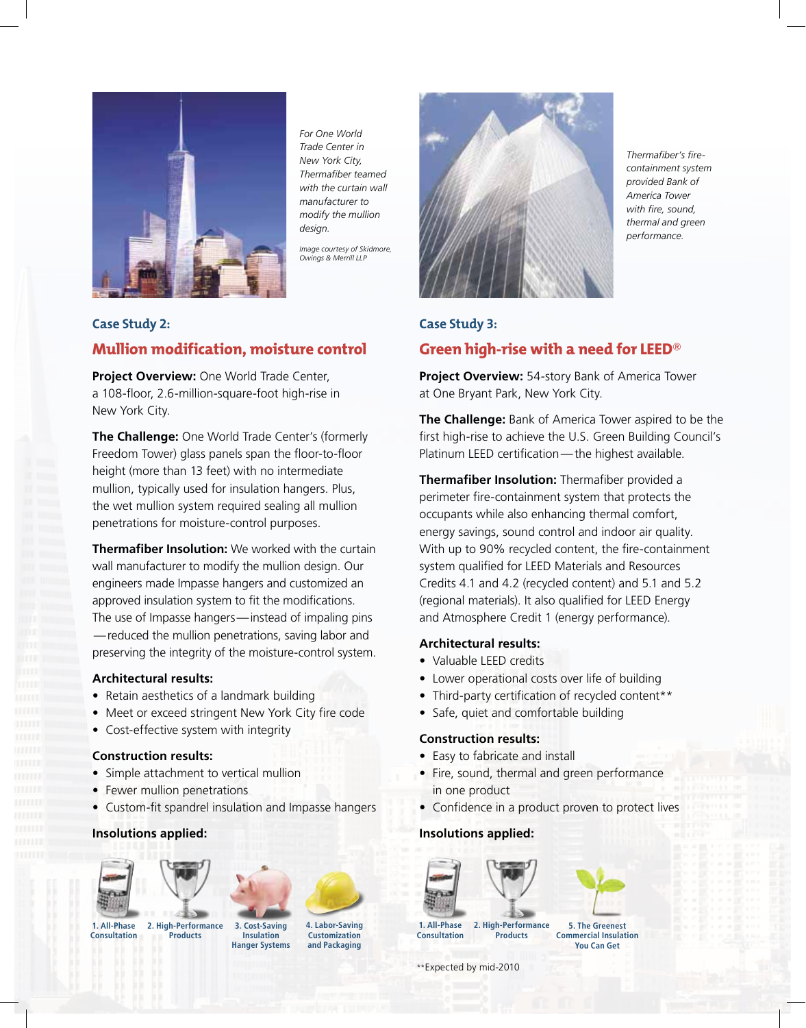*For One World Trade Center in New York City, Thermafiber teamed with the curtain wall manufacturer to modify the mullion design.*

*Image courtesy of Skidmore, Owings & Merrill LLP*

### Case Study 2:

## Mullion modification, moisture control

**Project Overview:** One World Trade Center, a 108-floor, 2.6-million-square-foot high-rise in New York City.

**The Challenge:** One World Trade Center's (formerly Freedom Tower) glass panels span the floor-to-floor height (more than 13 feet) with no intermediate mullion, typically used for insulation hangers. Plus, the wet mullion system required sealing all mullion penetrations for moisture-control purposes.

**Thermafiber Insolution:** We worked with the curtain wall manufacturer to modify the mullion design. Our engineers made Impasse hangers and customized an approved insulation system to fit the modifications. The use of Impasse hangers—instead of impaling pins—reduced the mullion penetrations, saving labor and preserving the integrity of the moisture-control system.

**Architectural results:**

- Retain aesthetics of a landmark building
- Meet or exceed stringent New York City fire code
- Cost-effective system with integrity

**Construction results:**

- Simple attachment to vertical mullion
- Fewer mullion penetrations
- Custom-fit spandrel insulation and Impasse hangers

**Insolutions applied:**

1. All-Phase Consultation
2. High-Performance Products
3. Cost-Saving Insulation Hanger Systems
4. Labor-Saving Customization and Packaging

*Thermafiber's fire-containment system provided Bank of America Tower with fire, sound, thermal and green performance.*

### Case Study 3:

## Green high-rise with a need for LEED®

**Project Overview:** 54-story Bank of America Tower at One Bryant Park, New York City.

**The Challenge:** Bank of America Tower aspired to be the first high-rise to achieve the U.S. Green Building Council's Platinum LEED certification—the highest available.

**Thermafiber Insolution:** Thermafiber provided a perimeter fire-containment system that protects the occupants while also enhancing thermal comfort, energy savings, sound control and indoor air quality. With up to 90% recycled content, the fire-containment system qualified for LEED Materials and Resources Credits 4.1 and 4.2 (recycled content) and 5.1 and 5.2 (regional materials). It also qualified for LEED Energy and Atmosphere Credit 1 (energy performance).

**Architectural results:**

- Valuable LEED credits
- Lower operational costs over life of building
- Third-party certification of recycled content**
- Safe, quiet and comfortable building

**Construction results:**

- Easy to fabricate and install
- Fire, sound, thermal and green performance in one product
- Confidence in a product proven to protect lives

**Insolutions applied:**

1. All-Phase Consultation
2. High-Performance Products
5. The Greenest Commercial Insulation You Can Get

**Expected by mid-2010